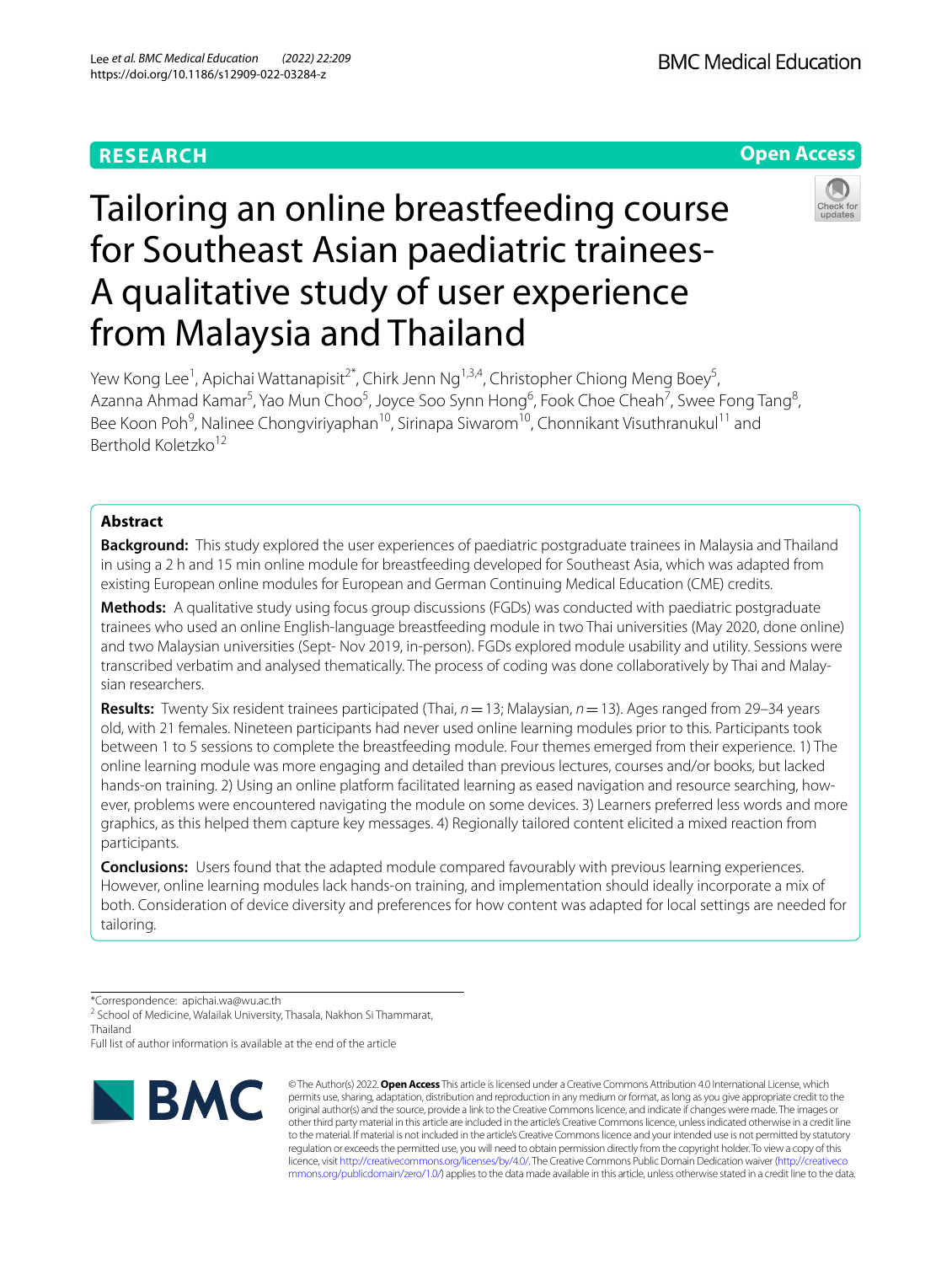RESEARCH

Open Access

# Tailoring an online breastfeeding course for Southeast Asian paediatric trainees-A qualitative study of user experience from Malaysia and Thailand

Yew Kong Lee[1], Apichai Wattanapisit[2*], Chirk Jenn Ng[1,3,4], Christopher Chiong Meng Boey[5], Azanna Ahmad Kamar[5], Yao Mun Choo[5], Joyce Soo Synn Hong[6], Fook Choe Cheah[7], Swee Fong Tang[8], Bee Koon Poh[9], Nalinee Chongviriyaphan[10], Sirinapa Siwarom[10], Chonnikant Visuthranukul[11] and Berthold Koletzko[12]

## Abstract

**Background:** This study explored the user experiences of paediatric postgraduate trainees in Malaysia and Thailand in using a 2 h and 15 min online module for breastfeeding developed for Southeast Asia, which was adapted from existing European online modules for European and German Continuing Medical Education (CME) credits.

**Methods:** A qualitative study using focus group discussions (FGDs) was conducted with paediatric postgraduate trainees who used an online English-language breastfeeding module in two Thai universities (May 2020, done online) and two Malaysian universities (Sept- Nov 2019, in-person). FGDs explored module usability and utility. Sessions were transcribed verbatim and analysed thematically. The process of coding was done collaboratively by Thai and Malaysian researchers.

**Results:** Twenty Six resident trainees participated (Thai, $n = 13$; Malaysian, $n = 13$). Ages ranged from 29–34 years old, with 21 females. Nineteen participants had never used online learning modules prior to this. Participants took between 1 to 5 sessions to complete the breastfeeding module. Four themes emerged from their experience. 1) The online learning module was more engaging and detailed than previous lectures, courses and/or books, but lacked hands-on training. 2) Using an online platform facilitated learning as eased navigation and resource searching, however, problems were encountered navigating the module on some devices. 3) Learners preferred less words and more graphics, as this helped them capture key messages. 4) Regionally tailored content elicited a mixed reaction from participants.

**Conclusions:** Users found that the adapted module compared favourably with previous learning experiences. However, online learning modules lack hands-on training, and implementation should ideally incorporate a mix of both. Consideration of device diversity and preferences for how content was adapted for local settings are needed for tailoring.

*Correspondence: apichai.wa@wu.ac.th

[2] School of Medicine, Walailak University, Thasala, Nakhon Si Thammarat, Thailand

Full list of author information is available at the end of the article

© The Author(s) 2022. **Open Access** This article is licensed under a Creative Commons Attribution 4.0 International License, which permits use, sharing, adaptation, distribution and reproduction in any medium or format, as long as you give appropriate credit to the original author(s) and the source, provide a link to the Creative Commons licence, and indicate if changes were made. The images or other third party material in this article are included in the article's Creative Commons licence, unless indicated otherwise in a credit line to the material. If material is not included in the article's Creative Commons licence and your intended use is not permitted by statutory regulation or exceeds the permitted use, you will need to obtain permission directly from the copyright holder. To view a copy of this licence, visit http://creativecommons.org/licenses/by/4.0/. The Creative Commons Public Domain Dedication waiver (http://creativecommons.org/publicdomain/zero/1.0/) applies to the data made available in this article, unless otherwise stated in a credit line to the data.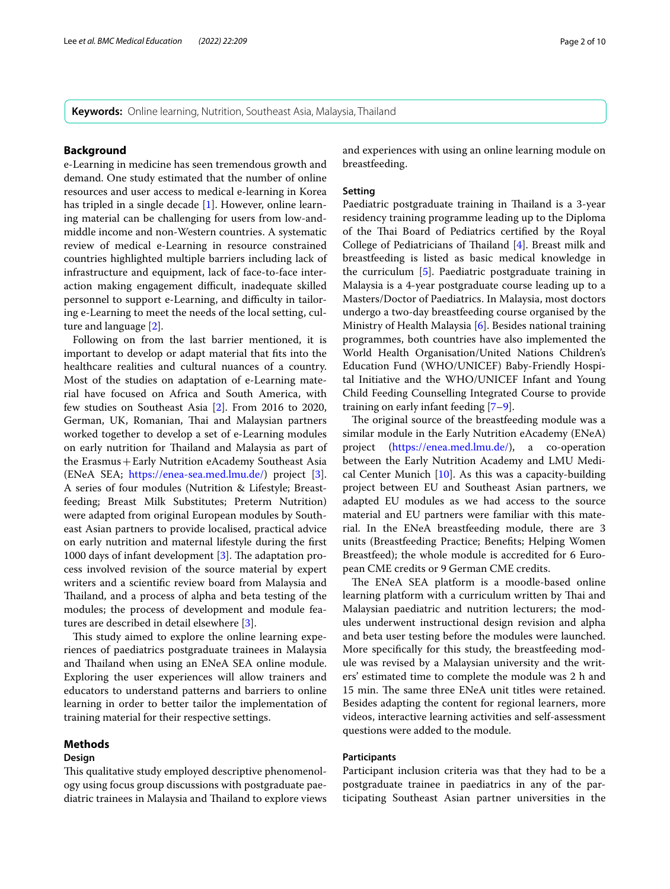**Keywords:** Online learning, Nutrition, Southeast Asia, Malaysia, Thailand

## Background

e-Learning in medicine has seen tremendous growth and demand. One study estimated that the number of online resources and user access to medical e-learning in Korea has tripled in a single decade [1]. However, online learning material can be challenging for users from low-and-middle income and non-Western countries. A systematic review of medical e-Learning in resource constrained countries highlighted multiple barriers including lack of infrastructure and equipment, lack of face-to-face interaction making engagement difficult, inadequate skilled personnel to support e-Learning, and difficulty in tailoring e-Learning to meet the needs of the local setting, culture and language [2].

Following on from the last barrier mentioned, it is important to develop or adapt material that fits into the healthcare realities and cultural nuances of a country. Most of the studies on adaptation of e-Learning material have focused on Africa and South America, with few studies on Southeast Asia [2]. From 2016 to 2020, German, UK, Romanian, Thai and Malaysian partners worked together to develop a set of e-Learning modules on early nutrition for Thailand and Malaysia as part of the Erasmus+Early Nutrition eAcademy Southeast Asia (ENeA SEA; https://enea-sea.med.lmu.de/) project [3]. A series of four modules (Nutrition & Lifestyle; Breastfeeding; Breast Milk Substitutes; Preterm Nutrition) were adapted from original European modules by Southeast Asian partners to provide localised, practical advice on early nutrition and maternal lifestyle during the first 1000 days of infant development [3]. The adaptation process involved revision of the source material by expert writers and a scientific review board from Malaysia and Thailand, and a process of alpha and beta testing of the modules; the process of development and module features are described in detail elsewhere [3].

This study aimed to explore the online learning experiences of paediatrics postgraduate trainees in Malaysia and Thailand when using an ENeA SEA online module. Exploring the user experiences will allow trainers and educators to understand patterns and barriers to online learning in order to better tailor the implementation of training material for their respective settings.

## Methods

### Design

This qualitative study employed descriptive phenomenology using focus group discussions with postgraduate paediatric trainees in Malaysia and Thailand to explore views and experiences with using an online learning module on breastfeeding.

### Setting

Paediatric postgraduate training in Thailand is a 3-year residency training programme leading up to the Diploma of the Thai Board of Pediatrics certified by the Royal College of Pediatricians of Thailand [4]. Breast milk and breastfeeding is listed as basic medical knowledge in the curriculum [5]. Paediatric postgraduate training in Malaysia is a 4-year postgraduate course leading up to a Masters/Doctor of Paediatrics. In Malaysia, most doctors undergo a two-day breastfeeding course organised by the Ministry of Health Malaysia [6]. Besides national training programmes, both countries have also implemented the World Health Organisation/United Nations Children's Education Fund (WHO/UNICEF) Baby-Friendly Hospital Initiative and the WHO/UNICEF Infant and Young Child Feeding Counselling Integrated Course to provide training on early infant feeding [7–9].

The original source of the breastfeeding module was a similar module in the Early Nutrition eAcademy (ENeA) project (https://enea.med.lmu.de/), a co-operation between the Early Nutrition Academy and LMU Medical Center Munich [10]. As this was a capacity-building project between EU and Southeast Asian partners, we adapted EU modules as we had access to the source material and EU partners were familiar with this material. In the ENeA breastfeeding module, there are 3 units (Breastfeeding Practice; Benefits; Helping Women Breastfeed); the whole module is accredited for 6 European CME credits or 9 German CME credits.

The ENeA SEA platform is a moodle-based online learning platform with a curriculum written by Thai and Malaysian paediatric and nutrition lecturers; the modules underwent instructional design revision and alpha and beta user testing before the modules were launched. More specifically for this study, the breastfeeding module was revised by a Malaysian university and the writers' estimated time to complete the module was 2 h and 15 min. The same three ENeA unit titles were retained. Besides adapting the content for regional learners, more videos, interactive learning activities and self-assessment questions were added to the module.

### Participants

Participant inclusion criteria was that they had to be a postgraduate trainee in paediatrics in any of the participating Southeast Asian partner universities in the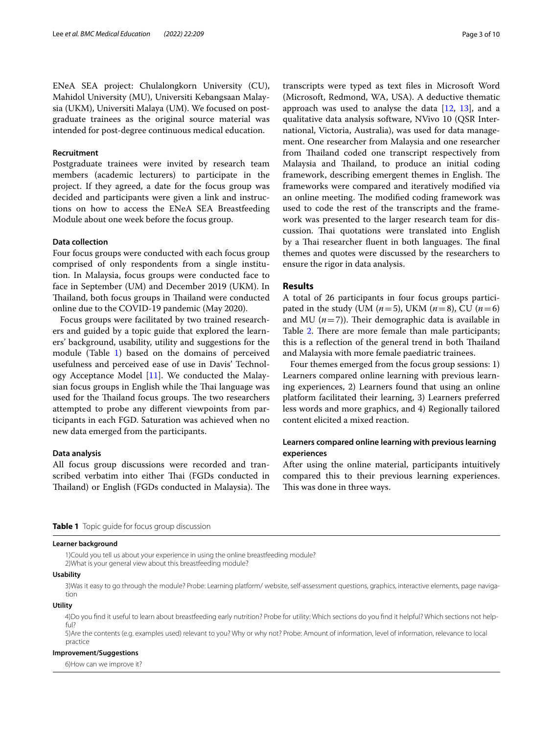ENeA SEA project: Chulalongkorn University (CU), Mahidol University (MU), Universiti Kebangsaan Malaysia (UKM), Universiti Malaya (UM). We focused on postgraduate trainees as the original source material was intended for post-degree continuous medical education.

### Recruitment

Postgraduate trainees were invited by research team members (academic lecturers) to participate in the project. If they agreed, a date for the focus group was decided and participants were given a link and instructions on how to access the ENeA SEA Breastfeeding Module about one week before the focus group.

### Data collection

Four focus groups were conducted with each focus group comprised of only respondents from a single institution. In Malaysia, focus groups were conducted face to face in September (UM) and December 2019 (UKM). In Thailand, both focus groups in Thailand were conducted online due to the COVID-19 pandemic (May 2020).

Focus groups were facilitated by two trained researchers and guided by a topic guide that explored the learners' background, usability, utility and suggestions for the module (Table 1) based on the domains of perceived usefulness and perceived ease of use in Davis' Technology Acceptance Model [11]. We conducted the Malaysian focus groups in English while the Thai language was used for the Thailand focus groups. The two researchers attempted to probe any different viewpoints from participants in each FGD. Saturation was achieved when no new data emerged from the participants.

### Data analysis

All focus group discussions were recorded and transcribed verbatim into either Thai (FGDs conducted in Thailand) or English (FGDs conducted in Malaysia). The transcripts were typed as text files in Microsoft Word (Microsoft, Redmond, WA, USA). A deductive thematic approach was used to analyse the data [12, 13], and a qualitative data analysis software, NVivo 10 (QSR International, Victoria, Australia), was used for data management. One researcher from Malaysia and one researcher from Thailand coded one transcript respectively from Malaysia and Thailand, to produce an initial coding framework, describing emergent themes in English. The frameworks were compared and iteratively modified via an online meeting. The modified coding framework was used to code the rest of the transcripts and the framework was presented to the larger research team for discussion. Thai quotations were translated into English by a Thai researcher fluent in both languages. The final themes and quotes were discussed by the researchers to ensure the rigor in data analysis.

## Results

A total of 26 participants in four focus groups participated in the study (UM ($n=5$), UKM ($n=8$), CU ($n=6$) and MU ($n=7$)). Their demographic data is available in Table 2. There are more female than male participants; this is a reflection of the general trend in both Thailand and Malaysia with more female paediatric trainees.

Four themes emerged from the focus group sessions: 1) Learners compared online learning with previous learning experiences, 2) Learners found that using an online platform facilitated their learning, 3) Learners preferred less words and more graphics, and 4) Regionally tailored content elicited a mixed reaction.

### Learners compared online learning with previous learning experiences

After using the online material, participants intuitively compared this to their previous learning experiences. This was done in three ways.

**Table 1** Topic guide for focus group discussion

**Learner background**

1)Could you tell us about your experience in using the online breastfeeding module?
2)What is your general view about this breastfeeding module?

**Usability**

3)Was it easy to go through the module? Probe: Learning platform/ website, self-assessment questions, graphics, interactive elements, page navigation

**Utility**

4)Do you find it useful to learn about breastfeeding early nutrition? Probe for utility: Which sections do you find it helpful? Which sections not helpful?
5)Are the contents (e.g. examples used) relevant to you? Why or why not? Probe: Amount of information, level of information, relevance to local practice

**Improvement/Suggestions**

6)How can we improve it?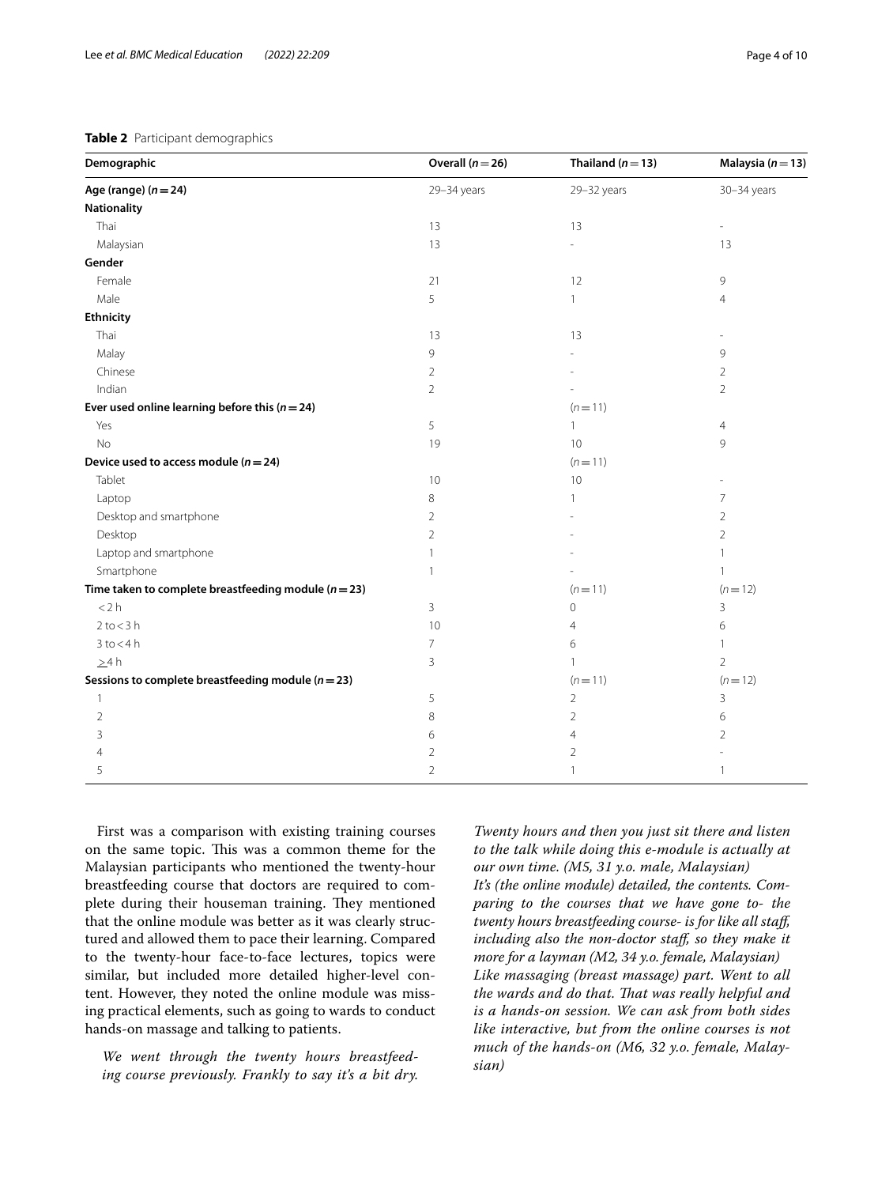**Table 2** Participant demographics

| Demographic | Overall (*n* = 26) | Thailand (*n* = 13) | Malaysia (*n* = 13) |
|---|---|---|---|
| **Age (range) (*n* = 24)** | 29–34 years | 29–32 years | 30–34 years |
| **Nationality** | | | |
| Thai | 13 | 13 | - |
| Malaysian | 13 | - | 13 |
| **Gender** | | | |
| Female | 21 | 12 | 9 |
| Male | 5 | 1 | 4 |
| **Ethnicity** | | | |
| Thai | 13 | 13 | - |
| Malay | 9 | - | 9 |
| Chinese | 2 | - | 2 |
| Indian | 2 | - | 2 |
| **Ever used online learning before this (*n* = 24)** | | (*n* = 11) | |
| Yes | 5 | 1 | 4 |
| No | 19 | 10 | 9 |
| **Device used to access module (*n* = 24)** | | (*n* = 11) | |
| Tablet | 10 | 10 | - |
| Laptop | 8 | 1 | 7 |
| Desktop and smartphone | 2 | - | 2 |
| Desktop | 2 | - | 2 |
| Laptop and smartphone | 1 | - | 1 |
| Smartphone | 1 | - | 1 |
| **Time taken to complete breastfeeding module (*n* = 23)** | | (*n* = 11) | (*n* = 12) |
| < 2 h | 3 | 0 | 3 |
| 2 to < 3 h | 10 | 4 | 6 |
| 3 to < 4 h | 7 | 6 | 1 |
| ≥4 h | 3 | 1 | 2 |
| **Sessions to complete breastfeeding module (*n* = 23)** | | (*n* = 11) | (*n* = 12) |
| 1 | 5 | 2 | 3 |
| 2 | 8 | 2 | 6 |
| 3 | 6 | 4 | 2 |
| 4 | 2 | 2 | - |
| 5 | 2 | 1 | 1 |

First was a comparison with existing training courses on the same topic. This was a common theme for the Malaysian participants who mentioned the twenty-hour breastfeeding course that doctors are required to complete during their houseman training. They mentioned that the online module was better as it was clearly structured and allowed them to pace their learning. Compared to the twenty-hour face-to-face lectures, topics were similar, but included more detailed higher-level content. However, they noted the online module was missing practical elements, such as going to wards to conduct hands-on massage and talking to patients.

*We went through the twenty hours breastfeeding course previously. Frankly to say it's a bit dry. Twenty hours and then you just sit there and listen to the talk while doing this e-module is actually at our own time. (M5, 31 y.o. male, Malaysian)*

*It's (the online module) detailed, the contents. Comparing to the courses that we have gone to- the twenty hours breastfeeding course- is for like all staff, including also the non-doctor staff, so they make it more for a layman (M2, 34 y.o. female, Malaysian)*

*Like massaging (breast massage) part. Went to all the wards and do that. That was really helpful and is a hands-on session. We can ask from both sides like interactive, but from the online courses is not much of the hands-on (M6, 32 y.o. female, Malaysian)*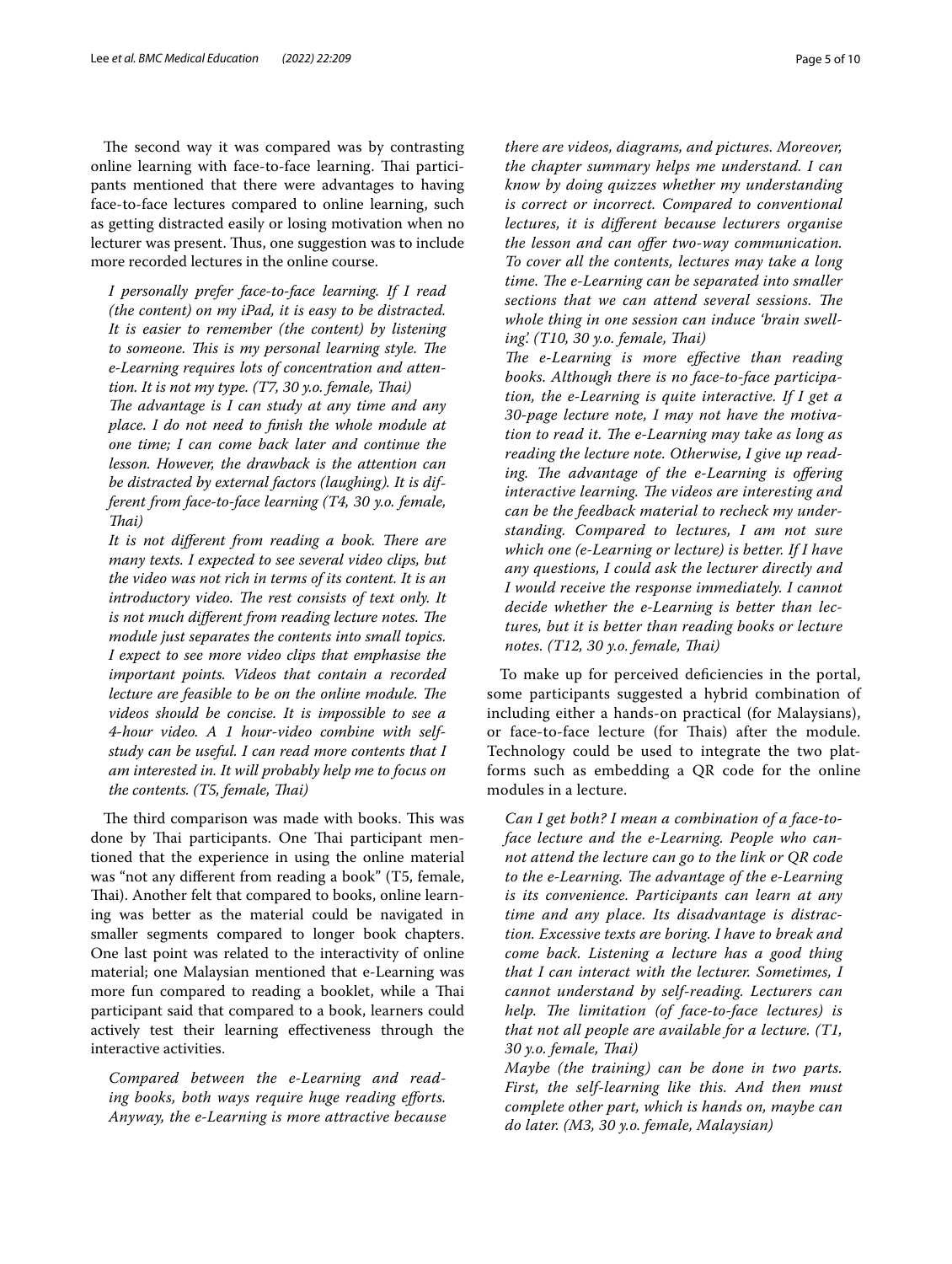The second way it was compared was by contrasting online learning with face-to-face learning. Thai participants mentioned that there were advantages to having face-to-face lectures compared to online learning, such as getting distracted easily or losing motivation when no lecturer was present. Thus, one suggestion was to include more recorded lectures in the online course.

> *I personally prefer face-to-face learning. If I read (the content) on my iPad, it is easy to be distracted. It is easier to remember (the content) by listening to someone. This is my personal learning style. The e-Learning requires lots of concentration and attention. It is not my type. (T7, 30 y.o. female, Thai)*
>
> *The advantage is I can study at any time and any place. I do not need to finish the whole module at one time; I can come back later and continue the lesson. However, the drawback is the attention can be distracted by external factors (laughing). It is different from face-to-face learning (T4, 30 y.o. female, Thai)*
>
> *It is not different from reading a book. There are many texts. I expected to see several video clips, but the video was not rich in terms of its content. It is an introductory video. The rest consists of text only. It is not much different from reading lecture notes. The module just separates the contents into small topics. I expect to see more video clips that emphasise the important points. Videos that contain a recorded lecture are feasible to be on the online module. The videos should be concise. It is impossible to see a 4-hour video. A 1 hour-video combine with self-study can be useful. I can read more contents that I am interested in. It will probably help me to focus on the contents. (T5, female, Thai)*

The third comparison was made with books. This was done by Thai participants. One Thai participant mentioned that the experience in using the online material was "not any different from reading a book" (T5, female, Thai). Another felt that compared to books, online learning was better as the material could be navigated in smaller segments compared to longer book chapters. One last point was related to the interactivity of online material; one Malaysian mentioned that e-Learning was more fun compared to reading a booklet, while a Thai participant said that compared to a book, learners could actively test their learning effectiveness through the interactive activities.

> *Compared between the e-Learning and reading books, both ways require huge reading efforts. Anyway, the e-Learning is more attractive because there are videos, diagrams, and pictures. Moreover, the chapter summary helps me understand. I can know by doing quizzes whether my understanding is correct or incorrect. Compared to conventional lectures, it is different because lecturers organise the lesson and can offer two-way communication. To cover all the contents, lectures may take a long time. The e-Learning can be separated into smaller sections that we can attend several sessions. The whole thing in one session can induce 'brain swelling'. (T10, 30 y.o. female, Thai)*
>
> *The e-Learning is more effective than reading books. Although there is no face-to-face participation, the e-Learning is quite interactive. If I get a 30-page lecture note, I may not have the motivation to read it. The e-Learning may take as long as reading the lecture note. Otherwise, I give up reading. The advantage of the e-Learning is offering interactive learning. The videos are interesting and can be the feedback material to recheck my understanding. Compared to lectures, I am not sure which one (e-Learning or lecture) is better. If I have any questions, I could ask the lecturer directly and I would receive the response immediately. I cannot decide whether the e-Learning is better than lectures, but it is better than reading books or lecture notes. (T12, 30 y.o. female, Thai)*

To make up for perceived deficiencies in the portal, some participants suggested a hybrid combination of including either a hands-on practical (for Malaysians), or face-to-face lecture (for Thais) after the module. Technology could be used to integrate the two platforms such as embedding a QR code for the online modules in a lecture.

> *Can I get both? I mean a combination of a face-to-face lecture and the e-Learning. People who cannot attend the lecture can go to the link or QR code to the e-Learning. The advantage of the e-Learning is its convenience. Participants can learn at any time and any place. Its disadvantage is distraction. Excessive texts are boring. I have to break and come back. Listening a lecture has a good thing that I can interact with the lecturer. Sometimes, I cannot understand by self-reading. Lecturers can help. The limitation (of face-to-face lectures) is that not all people are available for a lecture. (T1, 30 y.o. female, Thai)*
>
> *Maybe (the training) can be done in two parts. First, the self-learning like this. And then must complete other part, which is hands on, maybe can do later. (M3, 30 y.o. female, Malaysian)*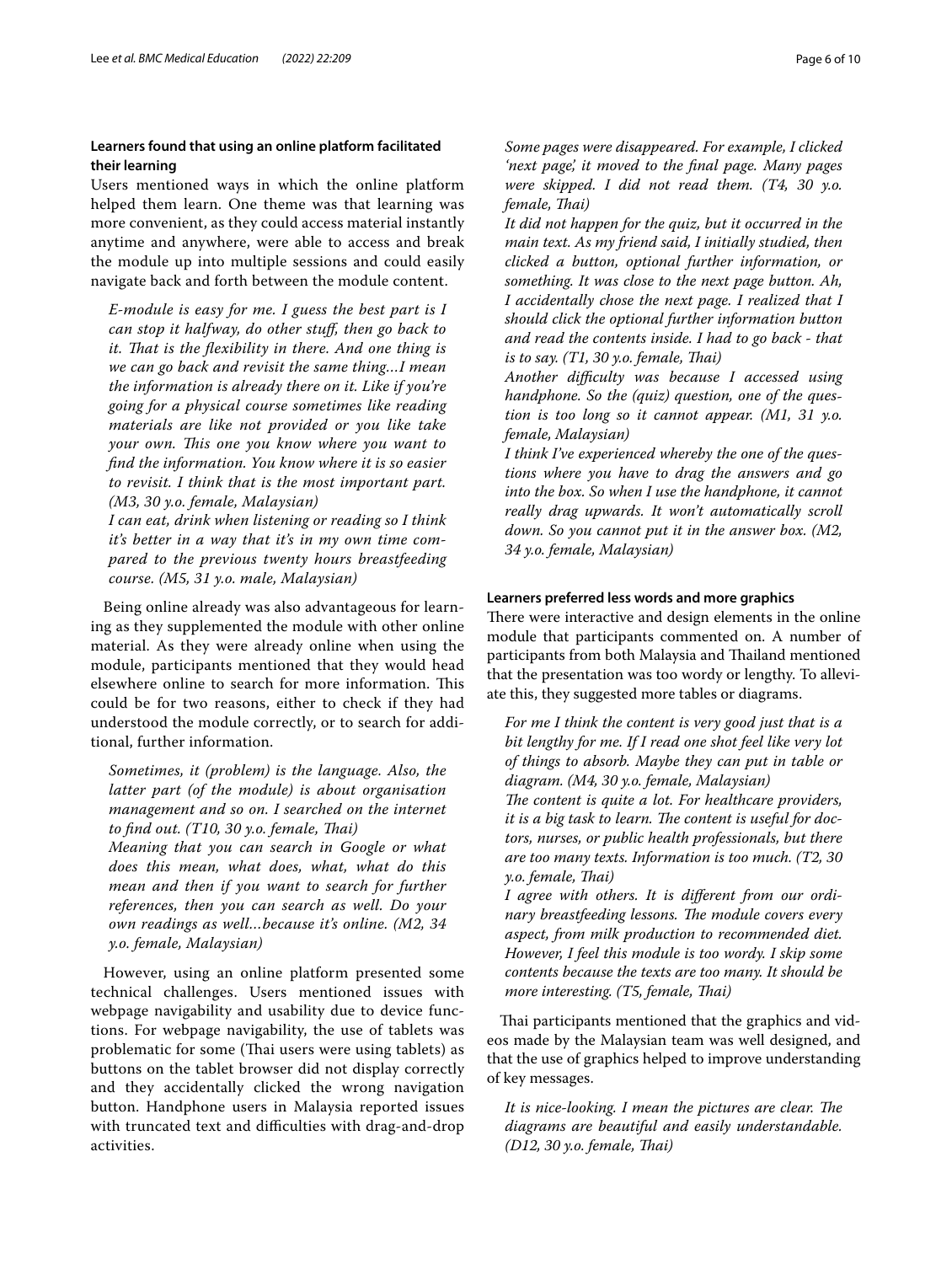### Learners found that using an online platform facilitated their learning

Users mentioned ways in which the online platform helped them learn. One theme was that learning was more convenient, as they could access material instantly anytime and anywhere, were able to access and break the module up into multiple sessions and could easily navigate back and forth between the module content.

> *E-module is easy for me. I guess the best part is I can stop it halfway, do other stuff, then go back to it. That is the flexibility in there. And one thing is we can go back and revisit the same thing…I mean the information is already there on it. Like if you're going for a physical course sometimes like reading materials are like not provided or you like take your own. This one you know where you want to find the information. You know where it is so easier to revisit. I think that is the most important part. (M3, 30 y.o. female, Malaysian)*
>
> *I can eat, drink when listening or reading so I think it's better in a way that it's in my own time compared to the previous twenty hours breastfeeding course. (M5, 31 y.o. male, Malaysian)*

Being online already was also advantageous for learning as they supplemented the module with other online material. As they were already online when using the module, participants mentioned that they would head elsewhere online to search for more information. This could be for two reasons, either to check if they had understood the module correctly, or to search for additional, further information.

> *Sometimes, it (problem) is the language. Also, the latter part (of the module) is about organisation management and so on. I searched on the internet to find out. (T10, 30 y.o. female, Thai)*
>
> *Meaning that you can search in Google or what does this mean, what does, what, what do this mean and then if you want to search for further references, then you can search as well. Do your own readings as well…because it's online. (M2, 34 y.o. female, Malaysian)*

However, using an online platform presented some technical challenges. Users mentioned issues with webpage navigability and usability due to device functions. For webpage navigability, the use of tablets was problematic for some (Thai users were using tablets) as buttons on the tablet browser did not display correctly and they accidentally clicked the wrong navigation button. Handphone users in Malaysia reported issues with truncated text and difficulties with drag-and-drop activities.

> *Some pages were disappeared. For example, I clicked 'next page', it moved to the final page. Many pages were skipped. I did not read them. (T4, 30 y.o. female, Thai)*
>
> *It did not happen for the quiz, but it occurred in the main text. As my friend said, I initially studied, then clicked a button, optional further information, or something. It was close to the next page button. Ah, I accidentally chose the next page. I realized that I should click the optional further information button and read the contents inside. I had to go back - that is to say. (T1, 30 y.o. female, Thai)*
>
> *Another difficulty was because I accessed using handphone. So the (quiz) question, one of the question is too long so it cannot appear. (M1, 31 y.o. female, Malaysian)*
>
> *I think I've experienced whereby the one of the questions where you have to drag the answers and go into the box. So when I use the handphone, it cannot really drag upwards. It won't automatically scroll down. So you cannot put it in the answer box. (M2, 34 y.o. female, Malaysian)*

### Learners preferred less words and more graphics

There were interactive and design elements in the online module that participants commented on. A number of participants from both Malaysia and Thailand mentioned that the presentation was too wordy or lengthy. To alleviate this, they suggested more tables or diagrams.

> *For me I think the content is very good just that is a bit lengthy for me. If I read one shot feel like very lot of things to absorb. Maybe they can put in table or diagram. (M4, 30 y.o. female, Malaysian)*
>
> *The content is quite a lot. For healthcare providers, it is a big task to learn. The content is useful for doctors, nurses, or public health professionals, but there are too many texts. Information is too much. (T2, 30 y.o. female, Thai)*
>
> *I agree with others. It is different from our ordinary breastfeeding lessons. The module covers every aspect, from milk production to recommended diet. However, I feel this module is too wordy. I skip some contents because the texts are too many. It should be more interesting. (T5, female, Thai)*

Thai participants mentioned that the graphics and videos made by the Malaysian team was well designed, and that the use of graphics helped to improve understanding of key messages.

> *It is nice-looking. I mean the pictures are clear. The diagrams are beautiful and easily understandable. (D12, 30 y.o. female, Thai)*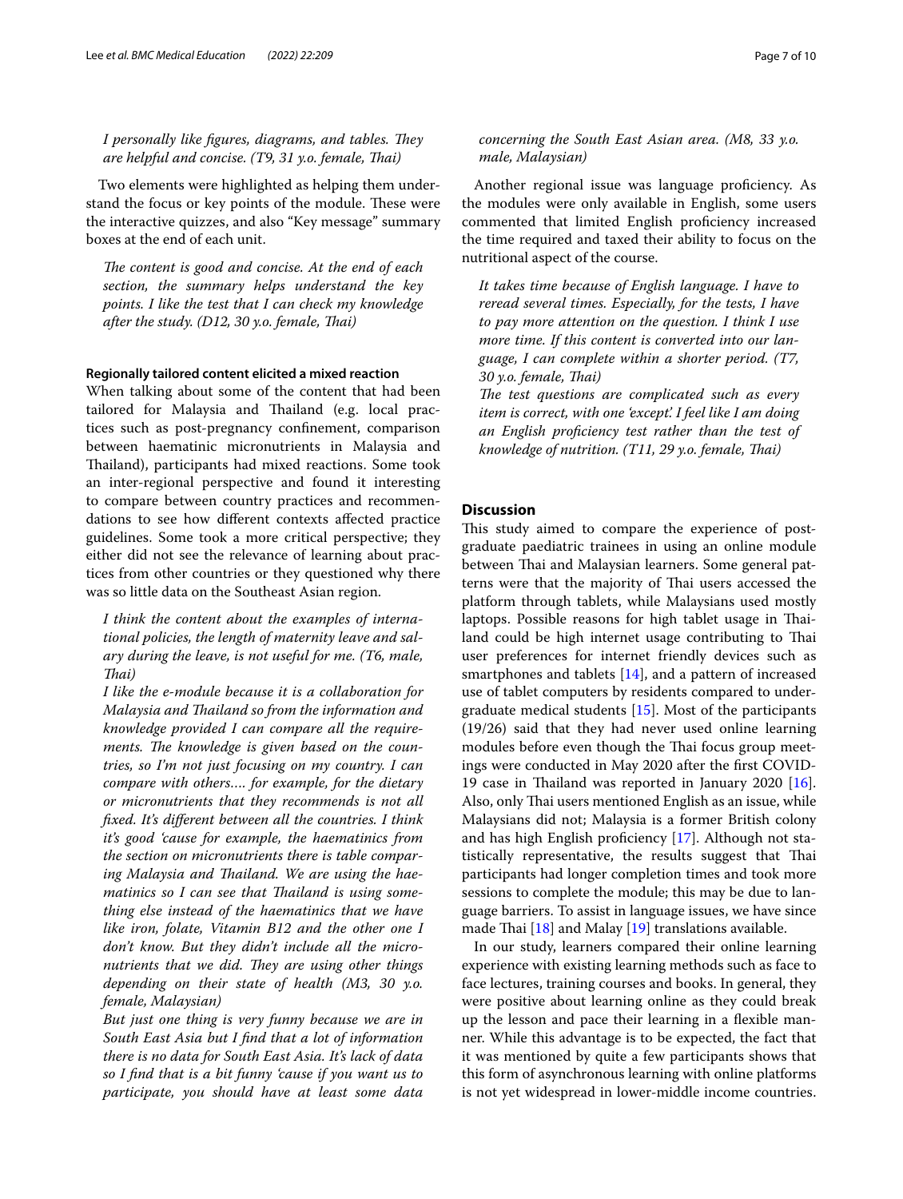*I personally like figures, diagrams, and tables. They are helpful and concise. (T9, 31 y.o. female, Thai)*

Two elements were highlighted as helping them understand the focus or key points of the module. These were the interactive quizzes, and also "Key message" summary boxes at the end of each unit.

*The content is good and concise. At the end of each section, the summary helps understand the key points. I like the test that I can check my knowledge after the study. (D12, 30 y.o. female, Thai)*

#### Regionally tailored content elicited a mixed reaction

When talking about some of the content that had been tailored for Malaysia and Thailand (e.g. local practices such as post-pregnancy confinement, comparison between haematinic micronutrients in Malaysia and Thailand), participants had mixed reactions. Some took an inter-regional perspective and found it interesting to compare between country practices and recommendations to see how different contexts affected practice guidelines. Some took a more critical perspective; they either did not see the relevance of learning about practices from other countries or they questioned why there was so little data on the Southeast Asian region.

*I think the content about the examples of international policies, the length of maternity leave and salary during the leave, is not useful for me. (T6, male, Thai)*

*I like the e-module because it is a collaboration for Malaysia and Thailand so from the information and knowledge provided I can compare all the requirements. The knowledge is given based on the countries, so I'm not just focusing on my country. I can compare with others…. for example, for the dietary or micronutrients that they recommends is not all fixed. It's different between all the countries. I think it's good 'cause for example, the haematinics from the section on micronutrients there is table comparing Malaysia and Thailand. We are using the haematinics so I can see that Thailand is using something else instead of the haematinics that we have like iron, folate, Vitamin B12 and the other one I don't know. But they didn't include all the micronutrients that we did. They are using other things depending on their state of health (M3, 30 y.o. female, Malaysian)*

*But just one thing is very funny because we are in South East Asia but I find that a lot of information there is no data for South East Asia. It's lack of data so I find that is a bit funny 'cause if you want us to participate, you should have at least some data concerning the South East Asian area. (M8, 33 y.o. male, Malaysian)*

Another regional issue was language proficiency. As the modules were only available in English, some users commented that limited English proficiency increased the time required and taxed their ability to focus on the nutritional aspect of the course.

*It takes time because of English language. I have to reread several times. Especially, for the tests, I have to pay more attention on the question. I think I use more time. If this content is converted into our language, I can complete within a shorter period. (T7, 30 y.o. female, Thai)*

*The test questions are complicated such as every item is correct, with one 'except.' I feel like I am doing an English proficiency test rather than the test of knowledge of nutrition. (T11, 29 y.o. female, Thai)*

## Discussion

This study aimed to compare the experience of postgraduate paediatric trainees in using an online module between Thai and Malaysian learners. Some general patterns were that the majority of Thai users accessed the platform through tablets, while Malaysians used mostly laptops. Possible reasons for high tablet usage in Thailand could be high internet usage contributing to Thai user preferences for internet friendly devices such as smartphones and tablets [14], and a pattern of increased use of tablet computers by residents compared to undergraduate medical students [15]. Most of the participants (19/26) said that they had never used online learning modules before even though the Thai focus group meetings were conducted in May 2020 after the first COVID-19 case in Thailand was reported in January 2020 [16]. Also, only Thai users mentioned English as an issue, while Malaysians did not; Malaysia is a former British colony and has high English proficiency [17]. Although not statistically representative, the results suggest that Thai participants had longer completion times and took more sessions to complete the module; this may be due to language barriers. To assist in language issues, we have since made Thai [18] and Malay [19] translations available.

In our study, learners compared their online learning experience with existing learning methods such as face to face lectures, training courses and books. In general, they were positive about learning online as they could break up the lesson and pace their learning in a flexible manner. While this advantage is to be expected, the fact that it was mentioned by quite a few participants shows that this form of asynchronous learning with online platforms is not yet widespread in lower-middle income countries.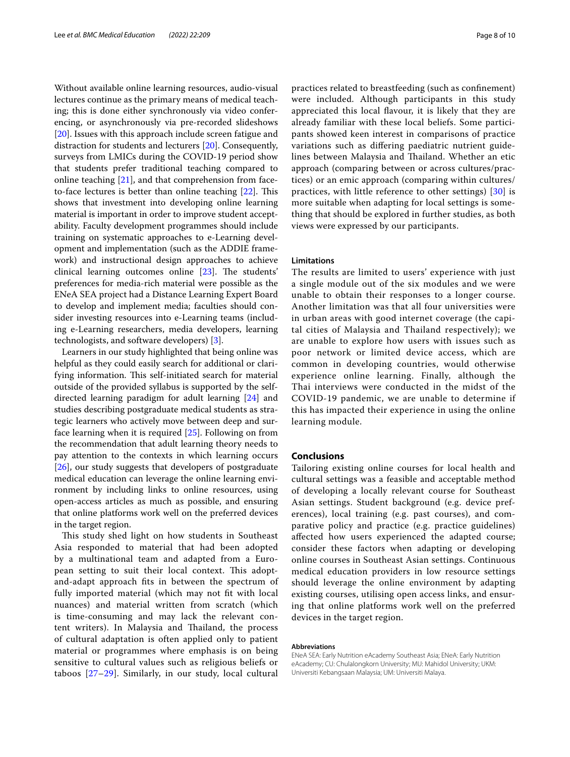Without available online learning resources, audio-visual lectures continue as the primary means of medical teaching; this is done either synchronously via video conferencing, or asynchronously via pre-recorded slideshows [20]. Issues with this approach include screen fatigue and distraction for students and lecturers [20]. Consequently, surveys from LMICs during the COVID-19 period show that students prefer traditional teaching compared to online teaching [21], and that comprehension from face-to-face lectures is better than online teaching [22]. This shows that investment into developing online learning material is important in order to improve student acceptability. Faculty development programmes should include training on systematic approaches to e-Learning development and implementation (such as the ADDIE framework) and instructional design approaches to achieve clinical learning outcomes online [23]. The students' preferences for media-rich material were possible as the ENeA SEA project had a Distance Learning Expert Board to develop and implement media; faculties should consider investing resources into e-Learning teams (including e-Learning researchers, media developers, learning technologists, and software developers) [3].

Learners in our study highlighted that being online was helpful as they could easily search for additional or clarifying information. This self-initiated search for material outside of the provided syllabus is supported by the self-directed learning paradigm for adult learning [24] and studies describing postgraduate medical students as strategic learners who actively move between deep and surface learning when it is required [25]. Following on from the recommendation that adult learning theory needs to pay attention to the contexts in which learning occurs [26], our study suggests that developers of postgraduate medical education can leverage the online learning environment by including links to online resources, using open-access articles as much as possible, and ensuring that online platforms work well on the preferred devices in the target region.

This study shed light on how students in Southeast Asia responded to material that had been adopted by a multinational team and adapted from a European setting to suit their local context. This adopt-and-adapt approach fits in between the spectrum of fully imported material (which may not fit with local nuances) and material written from scratch (which is time-consuming and may lack the relevant content writers). In Malaysia and Thailand, the process of cultural adaptation is often applied only to patient material or programmes where emphasis is on being sensitive to cultural values such as religious beliefs or taboos [27–29]. Similarly, in our study, local cultural practices related to breastfeeding (such as confinement) were included. Although participants in this study appreciated this local flavour, it is likely that they are already familiar with these local beliefs. Some participants showed keen interest in comparisons of practice variations such as differing paediatric nutrient guidelines between Malaysia and Thailand. Whether an etic approach (comparing between or across cultures/practices) or an emic approach (comparing within cultures/practices, with little reference to other settings) [30] is more suitable when adapting for local settings is something that should be explored in further studies, as both views were expressed by our participants.

### Limitations

The results are limited to users' experience with just a single module out of the six modules and we were unable to obtain their responses to a longer course. Another limitation was that all four universities were in urban areas with good internet coverage (the capital cities of Malaysia and Thailand respectively); we are unable to explore how users with issues such as poor network or limited device access, which are common in developing countries, would otherwise experience online learning. Finally, although the Thai interviews were conducted in the midst of the COVID-19 pandemic, we are unable to determine if this has impacted their experience in using the online learning module.

## Conclusions

Tailoring existing online courses for local health and cultural settings was a feasible and acceptable method of developing a locally relevant course for Southeast Asian settings. Student background (e.g. device preferences), local training (e.g. past courses), and comparative policy and practice (e.g. practice guidelines) affected how users experienced the adapted course; consider these factors when adapting or developing online courses in Southeast Asian settings. Continuous medical education providers in low resource settings should leverage the online environment by adapting existing courses, utilising open access links, and ensuring that online platforms work well on the preferred devices in the target region.

#### Abbreviations

ENeA SEA: Early Nutrition eAcademy Southeast Asia; ENeA: Early Nutrition eAcademy; CU: Chulalongkorn University; MU: Mahidol University; UKM: Universiti Kebangsaan Malaysia; UM: Universiti Malaya.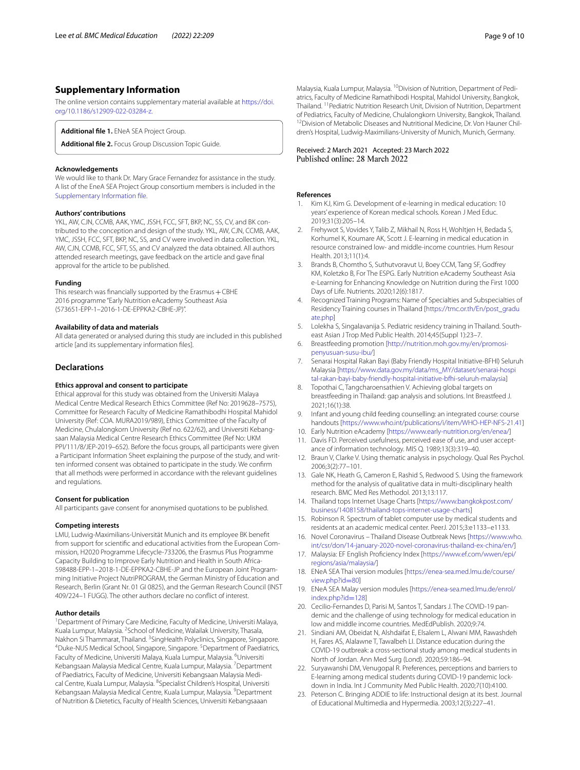## Supplementary Information

The online version contains supplementary material available at https://doi.org/10.1186/s12909-022-03284-z.

**Additional file 1.** ENeA SEA Project Group.

**Additional file 2.** Focus Group Discussion Topic Guide.

### Acknowledgements

We would like to thank Dr. Mary Grace Fernandez for assistance in the study. A list of the EneA SEA Project Group consortium members is included in the Supplementary Information file.

### Authors' contributions

YKL, AW, CJN, CCMB, AAK, YMC, JSSH, FCC, SFT, BKP, NC, SS, CV, and BK contributed to the conception and design of the study. YKL, AW, CJN, CCMB, AAK, YMC, JSSH, FCC, SFT, BKP, NC, SS, and CV were involved in data collection. YKL, AW, CJN, CCMB, FCC, SFT, SS, and CV analyzed the data obtained. All authors attended research meetings, gave feedback on the article and gave final approval for the article to be published.

### Funding

This research was financially supported by the Erasmus + CBHE 2016 programme "Early Nutrition eAcademy Southeast Asia (573651-EPP-1–2016-1-DE-EPPKA2-CBHE-JP)".

### Availability of data and materials

All data generated or analysed during this study are included in this published article [and its supplementary information files].

## Declarations

### Ethics approval and consent to participate

Ethical approval for this study was obtained from the Universiti Malaya Medical Centre Medical Research Ethics Committee (Ref No: 2019628–7575), Committee for Research Faculty of Medicine Ramathibodhi Hospital Mahidol University (Ref: COA. MURA2019/989), Ethics Committee of the Faculty of Medicine, Chulalongkorn University (Ref no. 622/62), and Universiti Kebangsaan Malaysia Medical Centre Research Ethics Committee (Ref No: UKM PPI/111/8/JEP-2019–652). Before the focus groups, all participants were given a Participant Information Sheet explaining the purpose of the study, and written informed consent was obtained to participate in the study. We confirm that all methods were performed in accordance with the relevant guidelines and regulations.

### Consent for publication

All participants gave consent for anonymised quotations to be published.

### Competing interests

LMU, Ludwig-Maximilians-Universität Munich and its employee BK benefit from support for scientific and educational activities from the European Commission, H2020 Programme Lifecycle-733206, the Erasmus Plus Programme Capacity Building to Improve Early Nutrition and Health in South Africa-598488-EPP-1–2018-1-DE-EPPKA2-CBHE-JP and the European Joint Programming Initiative Project NutriPROGRAM, the German Ministry of Education and Research, Berlin (Grant Nr. 01 GI 0825), and the German Research Council (INST 409/224–1 FUGG). The other authors declare no conflict of interest.

### Author details

[1]Department of Primary Care Medicine, Faculty of Medicine, Universiti Malaya, Kuala Lumpur, Malaysia. [2]School of Medicine, Walailak University, Thasala, Nakhon Si Thammarat, Thailand. [3]SingHealth Polyclinics, Singapore, Singapore. [4]Duke-NUS Medical School, Singapore, Singapore. [5]Department of Paediatrics, Faculty of Medicine, Universiti Malaya, Kuala Lumpur, Malaysia. [6]Universiti Kebangsaan Malaysia Medical Centre, Kuala Lumpur, Malaysia. [7]Department of Paediatrics, Faculty of Medicine, Universiti Kebangsaan Malaysia Medical Centre, Kuala Lumpur, Malaysia. [8]Specialist Children's Hospital, Universiti Kebangsaan Malaysia Medical Centre, Kuala Lumpur, Malaysia. [9]Department of Nutrition & Dietetics, Faculty of Health Sciences, Universiti Kebangsaan Malaysia, Kuala Lumpur, Malaysia. [10]Division of Nutrition, Department of Pediatrics, Faculty of Medicine Ramathibodi Hospital, Mahidol University, Bangkok, Thailand. [11]Pediatric Nutrition Research Unit, Division of Nutrition, Department of Pediatrics, Faculty of Medicine, Chulalongkorn University, Bangkok, Thailand. [12]Division of Metabolic Diseases and Nutritional Medicine, Dr. Von Hauner Children's Hospital, Ludwig-Maximilians-University of Munich, Munich, Germany.

Received: 2 March 2021 Accepted: 23 March 2022
Published online: 28 March 2022

### References

1. Kim KJ, Kim G. Development of e-learning in medical education: 10 years' experience of Korean medical schools. Korean J Med Educ. 2019;31(3):205–14.
2. Frehywot S, Vovides Y, Talib Z, Mikhail N, Ross H, Wohltjen H, Bedada S, Korhumel K, Koumare AK, Scott J. E-learning in medical education in resource constrained low- and middle-income countries. Hum Resour Health. 2013;11(1):4.
3. Brands B, Chomtho S, Suthutvoravut U, Boey CCM, Tang SF, Godfrey KM, Koletzko B, For The ESPG. Early Nutrition eAcademy Southeast Asia e-Learning for Enhancing Knowledge on Nutrition during the First 1000 Days of Life. Nutrients. 2020;12(6):1817.
4. Recognized Training Programs: Name of Specialties and Subspecialties of Residency Training courses in Thailand [https://tmc.or.th/En/post_graduate.php]
5. Lolekha S, Singalavanija S. Pediatric residency training in Thailand. Southeast Asian J Trop Med Public Health. 2014;45(Suppl 1):23–7.
6. Breastfeeding promotion [http://nutrition.moh.gov.my/en/promosi-penyusuan-susu-ibu/]
7. Senarai Hospital Rakan Bayi (Baby Friendly Hospital Initiative-BFHI) Seluruh Malaysia [https://www.data.gov.my/data/ms_MY/dataset/senarai-hospital-rakan-bayi-baby-friendly-hospital-initiative-bfhi-seluruh-malaysia]
8. Topothai C, Tangcharoensathien V. Achieving global targets on breastfeeding in Thailand: gap analysis and solutions. Int Breastfeed J. 2021;16(1):38.
9. Infant and young child feeding counselling: an integrated course: course handouts [https://www.who.int/publications/i/item/WHO-HEP-NFS-21.41]
10. Early Nutrition eAcademy [https://www.early-nutrition.org/en/enea/]
11. Davis FD. Perceived usefulness, perceived ease of use, and user acceptance of information technology. MIS Q. 1989;13(3):319–40.
12. Braun V, Clarke V. Using thematic analysis in psychology. Qual Res Psychol. 2006;3(2):77–101.
13. Gale NK, Heath G, Cameron E, Rashid S, Redwood S. Using the framework method for the analysis of qualitative data in multi-disciplinary health research. BMC Med Res Methodol. 2013;13:117.
14. Thailand tops Internet Usage Charts [https://www.bangkokpost.com/business/1408158/thailand-tops-internet-usage-charts]
15. Robinson R. Spectrum of tablet computer use by medical students and residents at an academic medical center. PeerJ. 2015;3:e1133–e1133.
16. Novel Coronavirus – Thailand Disease Outbreak News [https://www.who.int/csr/don/14-january-2020-novel-coronavirus-thailand-ex-china/en/]
17. Malaysia: EF English Proficiency Index [https://www.ef.com/wwen/epi/regions/asia/malaysia/]
18. ENeA SEA Thai version modules [https://enea-sea.med.lmu.de/course/view.php?id=80]
19. ENeA SEA Malay version modules [https://enea-sea.med.lmu.de/enrol/index.php?id=128]
20. Cecilio-Fernandes D, Parisi M, Santos T, Sandars J. The COVID-19 pandemic and the challenge of using technology for medical education in low and middle income countries. MedEdPublish. 2020;9:74.
21. Sindiani AM, Obeidat N, Alshdaifat E, Elsalem L, Alwani MM, Rawashdeh H, Fares AS, Alalawne T, Tawalbeh LI. Distance education during the COVID-19 outbreak: a cross-sectional study among medical students in North of Jordan. Ann Med Surg (Lond). 2020;59:186–94.
22. Suryawanshi DM, Venugopal R. Preferences, perceptions and barriers to E-learning among medical students during COVID-19 pandemic lockdown in India. Int J Community Med Public Health. 2020;7(10):4100.
23. Peterson C. Bringing ADDIE to life: Instructional design at its best. Journal of Educational Multimedia and Hypermedia. 2003;12(3):227–41.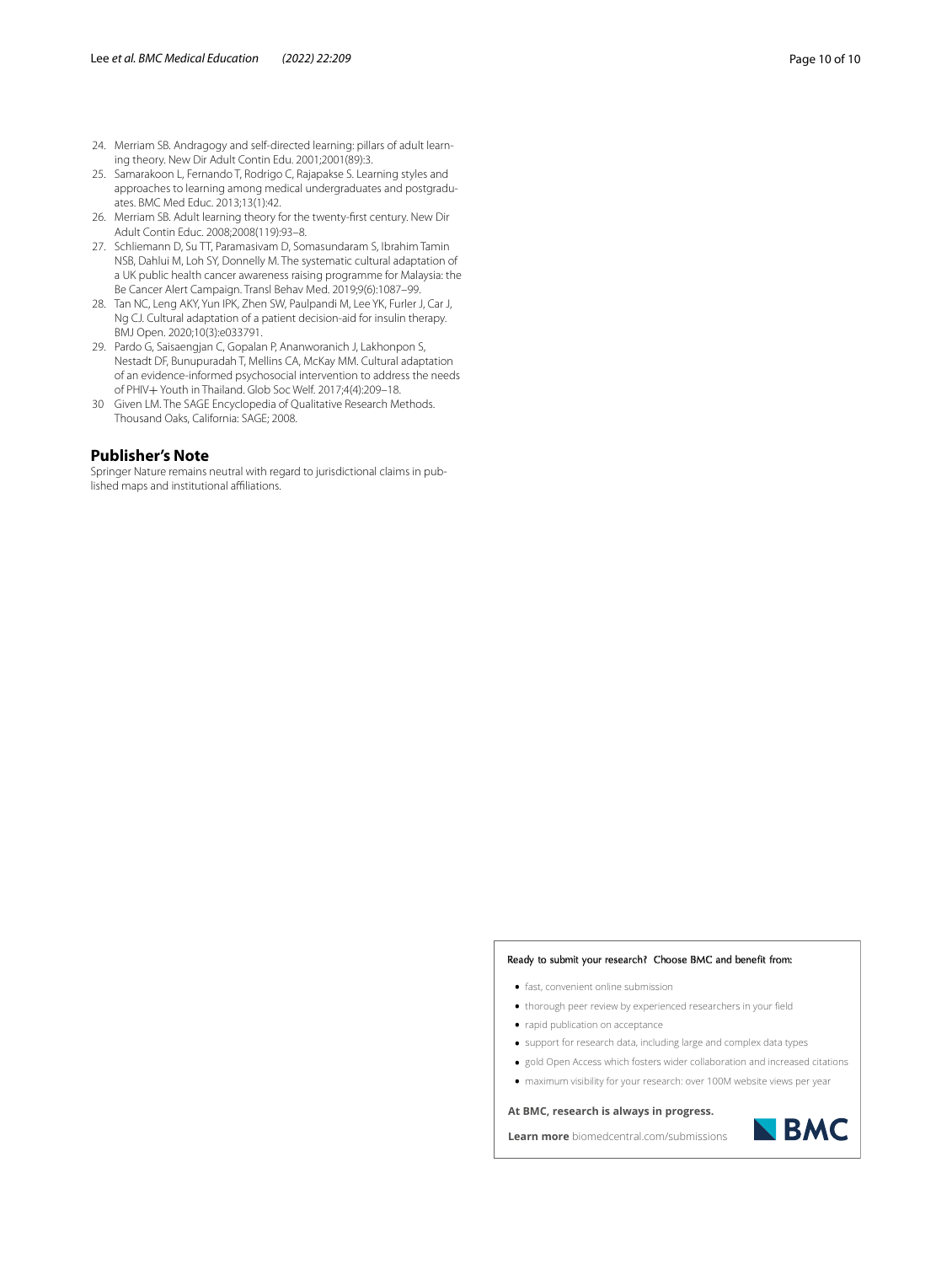24. Merriam SB. Andragogy and self-directed learning: pillars of adult learning theory. New Dir Adult Contin Edu. 2001;2001(89):3.
25. Samarakoon L, Fernando T, Rodrigo C, Rajapakse S. Learning styles and approaches to learning among medical undergraduates and postgraduates. BMC Med Educ. 2013;13(1):42.
26. Merriam SB. Adult learning theory for the twenty-first century. New Dir Adult Contin Educ. 2008;2008(119):93–8.
27. Schliemann D, Su TT, Paramasivam D, Somasundaram S, Ibrahim Tamin NSB, Dahlui M, Loh SY, Donnelly M. The systematic cultural adaptation of a UK public health cancer awareness raising programme for Malaysia: the Be Cancer Alert Campaign. Transl Behav Med. 2019;9(6):1087–99.
28. Tan NC, Leng AKY, Yun IPK, Zhen SW, Paulpandi M, Lee YK, Furler J, Car J, Ng CJ. Cultural adaptation of a patient decision-aid for insulin therapy. BMJ Open. 2020;10(3):e033791.
29. Pardo G, Saisaengjan C, Gopalan P, Ananworanich J, Lakhonpon S, Nestadt DF, Bunupuradah T, Mellins CA, McKay MM. Cultural adaptation of an evidence-informed psychosocial intervention to address the needs of PHIV+ Youth in Thailand. Glob Soc Welf. 2017;4(4):209–18.
30. Given LM. The SAGE Encyclopedia of Qualitative Research Methods. Thousand Oaks, California: SAGE; 2008.

## Publisher's Note

Springer Nature remains neutral with regard to jurisdictional claims in published maps and institutional affiliations.

Ready to submit your research? Choose BMC and benefit from:

- fast, convenient online submission
- thorough peer review by experienced researchers in your field
- rapid publication on acceptance
- support for research data, including large and complex data types
- gold Open Access which fosters wider collaboration and increased citations
- maximum visibility for your research: over 100M website views per year

**At BMC, research is always in progress.**

**Learn more** biomedcentral.com/submissions

BMC